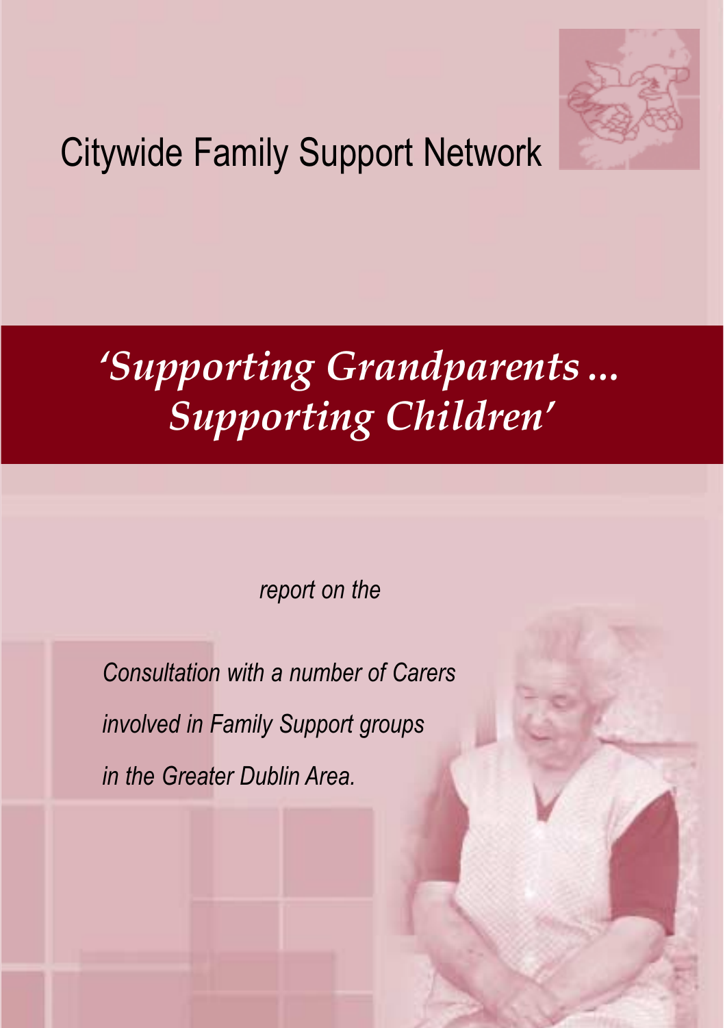Citywide Family Support Network

# *'Supporting Grandparents ... Supporting Children'*

*report on the*

*Consultation with a number of Carers involved in Family Support groups in the Greater Dublin Area.*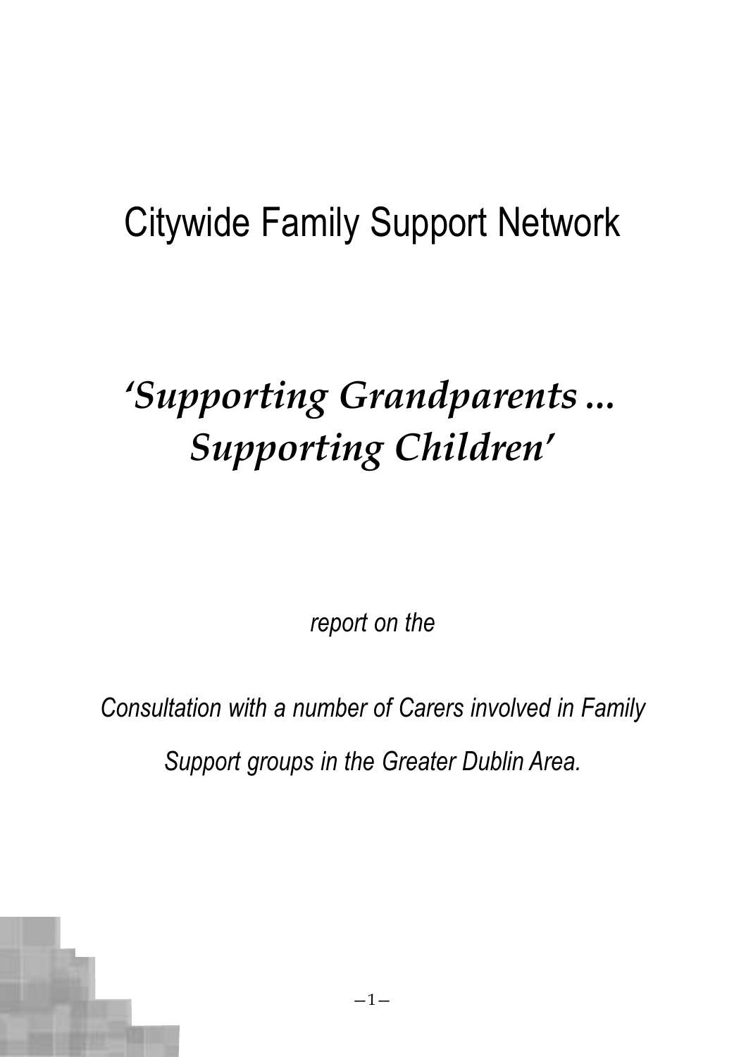# Citywide Family Support Network

# *'Supporting Grandparents ... Supporting Children'*

*report on the*

*Consultation with a number of Carers involved in Family Support groups in the Greater Dublin Area.*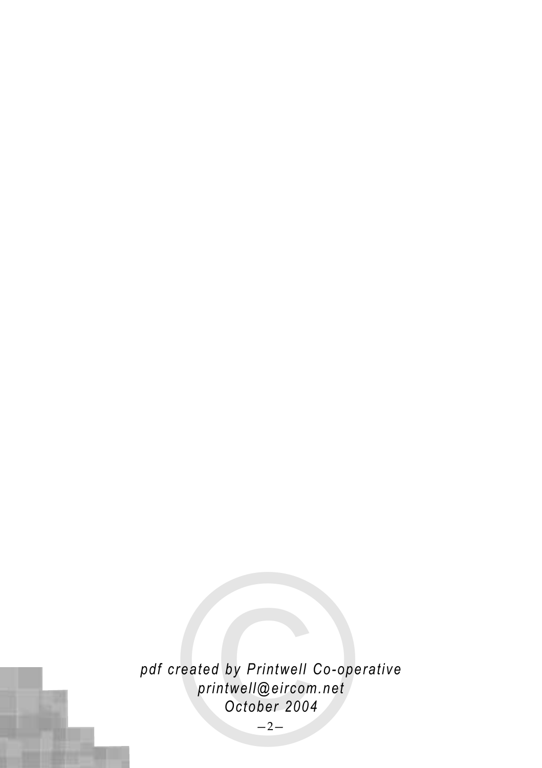*pdf created by Printwell Co-operative*
*printwell@eircom.net*
*October 2004*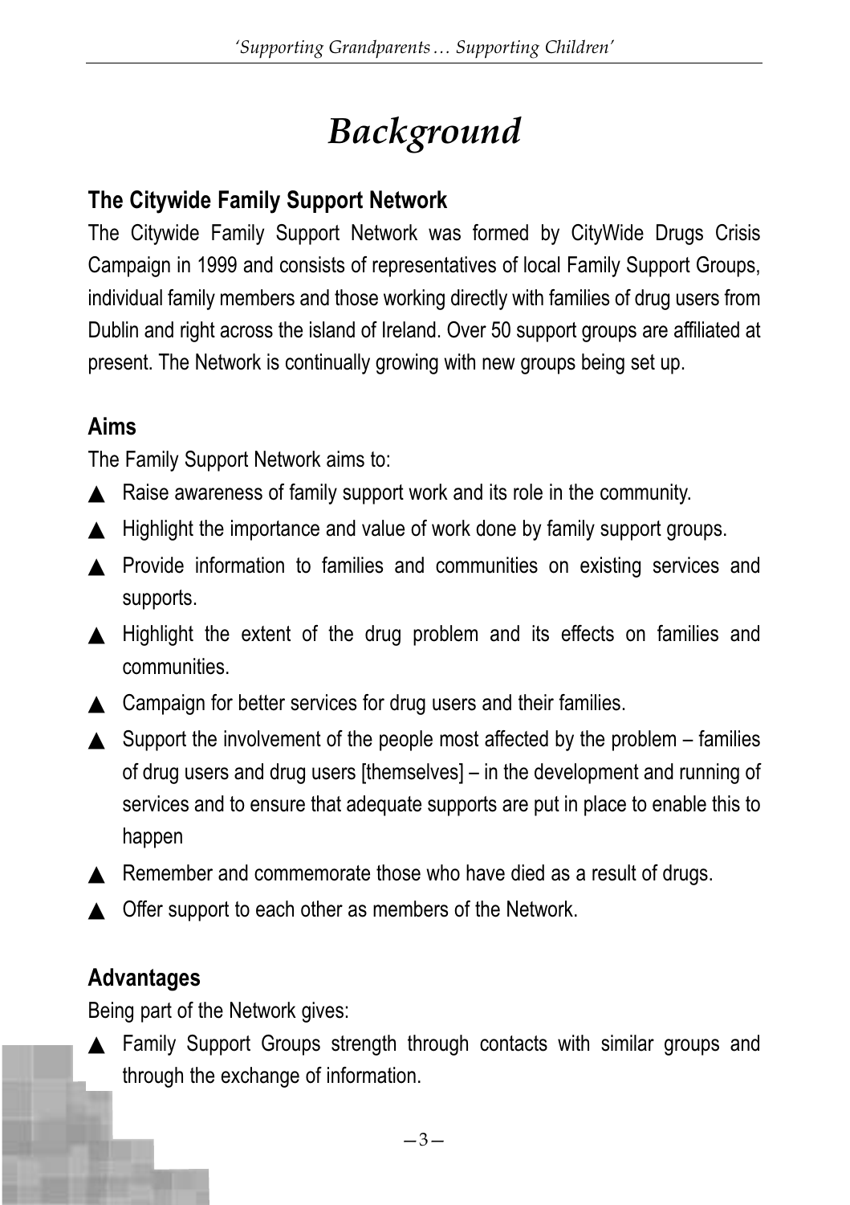# *Background*

## The Citywide Family Support Network

The Citywide Family Support Network was formed by CityWide Drugs Crisis Campaign in 1999 and consists of representatives of local Family Support Groups, individual family members and those working directly with families of drug users from Dublin and right across the island of Ireland. Over 50 support groups are affiliated at present. The Network is continually growing with new groups being set up.

## Aims

The Family Support Network aims to:

- Raise awareness of family support work and its role in the community.
- Highlight the importance and value of work done by family support groups.
- Provide information to families and communities on existing services and supports.
- Highlight the extent of the drug problem and its effects on families and communities.
- Campaign for better services for drug users and their families.
- Support the involvement of the people most affected by the problem – families of drug users and drug users [themselves] – in the development and running of services and to ensure that adequate supports are put in place to enable this to happen
- Remember and commemorate those who have died as a result of drugs.
- Offer support to each other as members of the Network.

## Advantages

Being part of the Network gives:

- Family Support Groups strength through contacts with similar groups and through the exchange of information.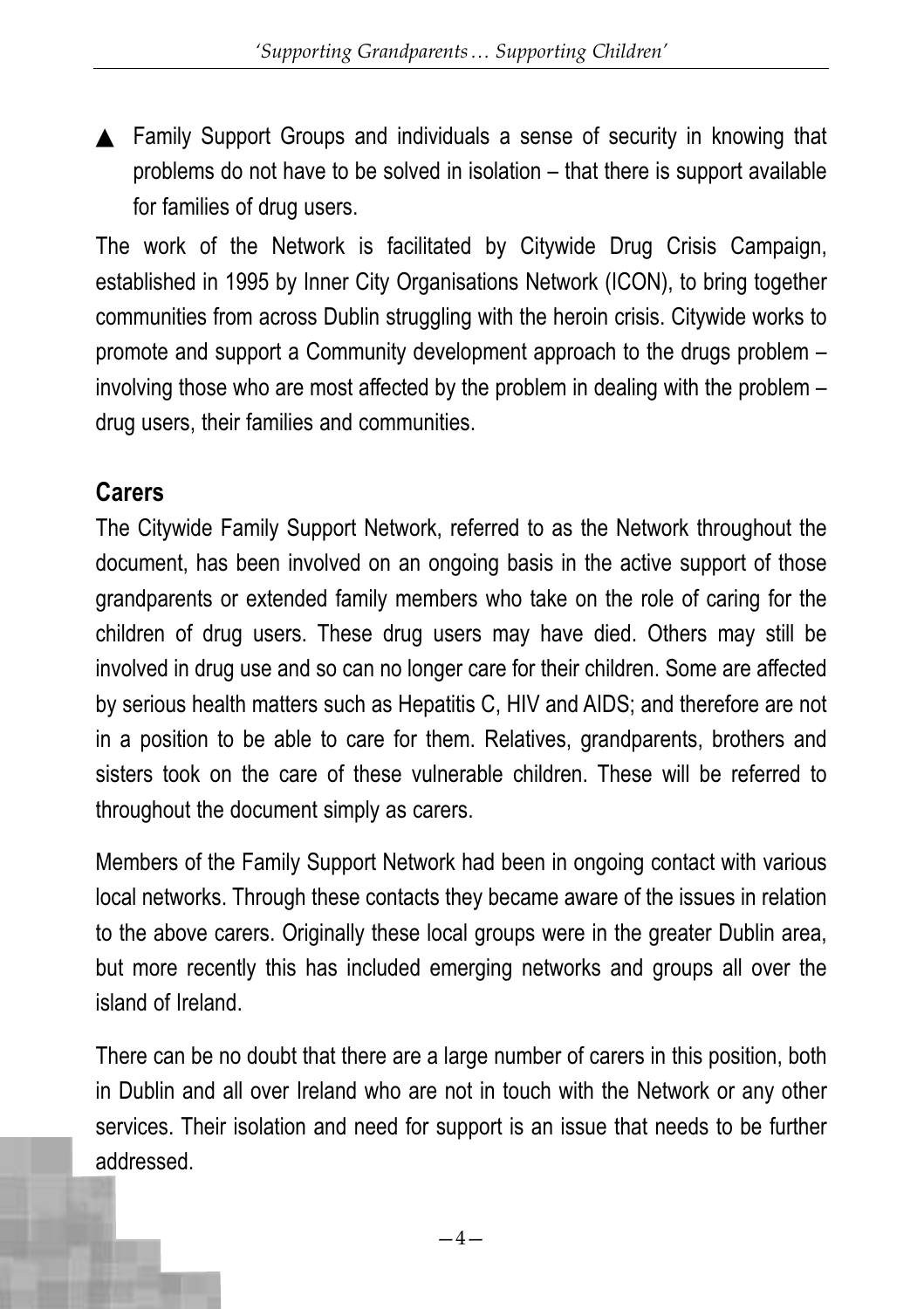- Family Support Groups and individuals a sense of security in knowing that problems do not have to be solved in isolation – that there is support available for families of drug users.

The work of the Network is facilitated by Citywide Drug Crisis Campaign, established in 1995 by Inner City Organisations Network (ICON), to bring together communities from across Dublin struggling with the heroin crisis. Citywide works to promote and support a Community development approach to the drugs problem – involving those who are most affected by the problem in dealing with the problem – drug users, their families and communities.

## Carers

The Citywide Family Support Network, referred to as the Network throughout the document, has been involved on an ongoing basis in the active support of those grandparents or extended family members who take on the role of caring for the children of drug users. These drug users may have died. Others may still be involved in drug use and so can no longer care for their children. Some are affected by serious health matters such as Hepatitis C, HIV and AIDS; and therefore are not in a position to be able to care for them. Relatives, grandparents, brothers and sisters took on the care of these vulnerable children. These will be referred to throughout the document simply as carers.

Members of the Family Support Network had been in ongoing contact with various local networks. Through these contacts they became aware of the issues in relation to the above carers. Originally these local groups were in the greater Dublin area, but more recently this has included emerging networks and groups all over the island of Ireland.

There can be no doubt that there are a large number of carers in this position, both in Dublin and all over Ireland who are not in touch with the Network or any other services. Their isolation and need for support is an issue that needs to be further addressed.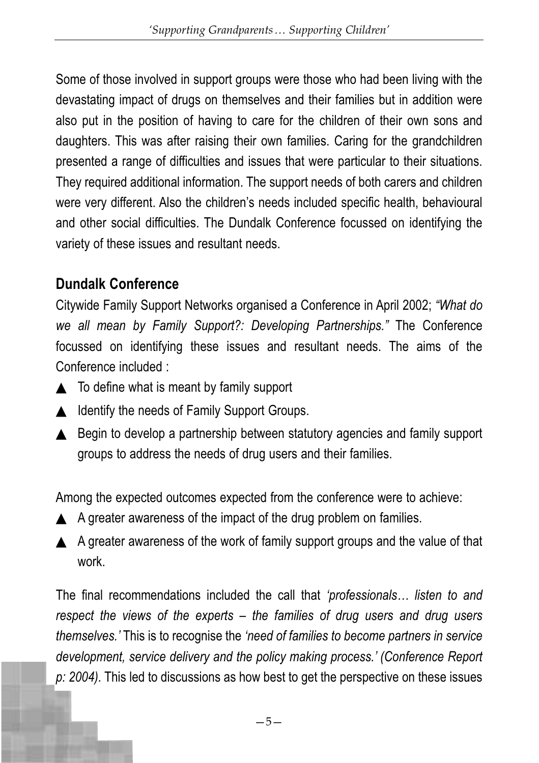Some of those involved in support groups were those who had been living with the devastating impact of drugs on themselves and their families but in addition were also put in the position of having to care for the children of their own sons and daughters. This was after raising their own families. Caring for the grandchildren presented a range of difficulties and issues that were particular to their situations. They required additional information. The support needs of both carers and children were very different. Also the children's needs included specific health, behavioural and other social difficulties. The Dundalk Conference focussed on identifying the variety of these issues and resultant needs.

## Dundalk Conference

Citywide Family Support Networks organised a Conference in April 2002; *"What do we all mean by Family Support?: Developing Partnerships."* The Conference focussed on identifying these issues and resultant needs. The aims of the Conference included :

- To define what is meant by family support
- Identify the needs of Family Support Groups.
- Begin to develop a partnership between statutory agencies and family support groups to address the needs of drug users and their families.

Among the expected outcomes expected from the conference were to achieve:

- A greater awareness of the impact of the drug problem on families.
- A greater awareness of the work of family support groups and the value of that work.

The final recommendations included the call that *'professionals… listen to and respect the views of the experts – the families of drug users and drug users themselves.'* This is to recognise the *'need of families to become partners in service development, service delivery and the policy making process.' (Conference Report p: 2004).* This led to discussions as how best to get the perspective on these issues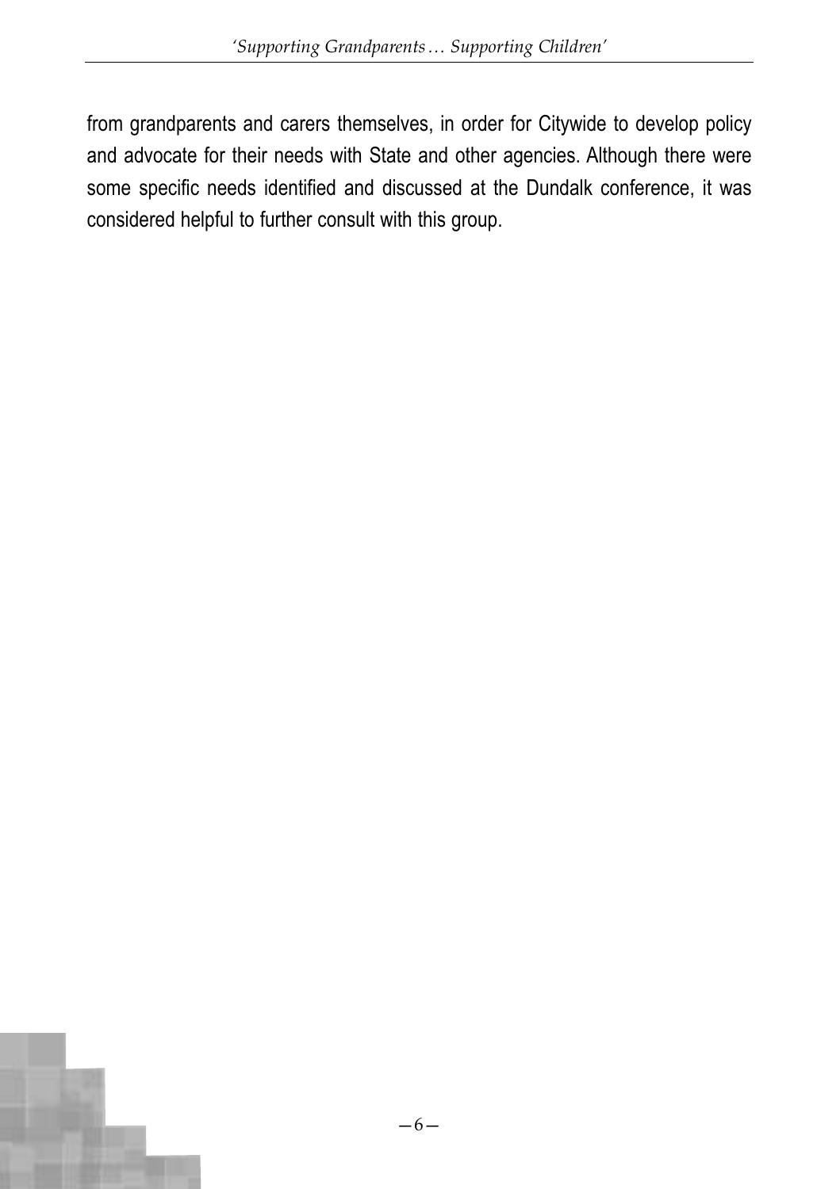from grandparents and carers themselves, in order for Citywide to develop policy and advocate for their needs with State and other agencies. Although there were some specific needs identified and discussed at the Dundalk conference, it was considered helpful to further consult with this group.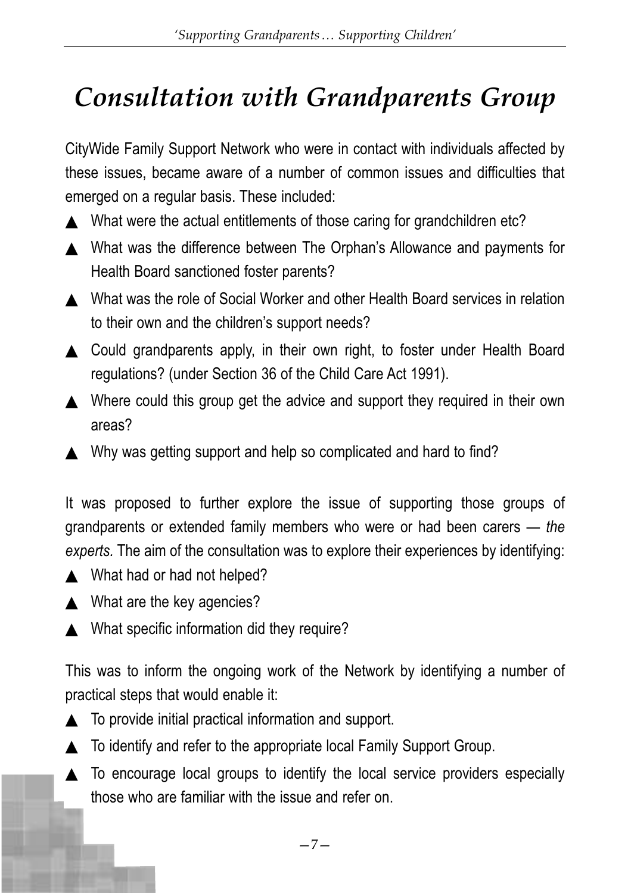# Consultation with Grandparents Group

CityWide Family Support Network who were in contact with individuals affected by these issues, became aware of a number of common issues and difficulties that emerged on a regular basis. These included:

- What were the actual entitlements of those caring for grandchildren etc?
- What was the difference between The Orphan's Allowance and payments for Health Board sanctioned foster parents?
- What was the role of Social Worker and other Health Board services in relation to their own and the children's support needs?
- Could grandparents apply, in their own right, to foster under Health Board regulations? (under Section 36 of the Child Care Act 1991).
- Where could this group get the advice and support they required in their own areas?
- Why was getting support and help so complicated and hard to find?

It was proposed to further explore the issue of supporting those groups of grandparents or extended family members who were or had been carers — *the experts.* The aim of the consultation was to explore their experiences by identifying:

- What had or had not helped?
- What are the key agencies?
- What specific information did they require?

This was to inform the ongoing work of the Network by identifying a number of practical steps that would enable it:

- To provide initial practical information and support.
- To identify and refer to the appropriate local Family Support Group.
- To encourage local groups to identify the local service providers especially those who are familiar with the issue and refer on.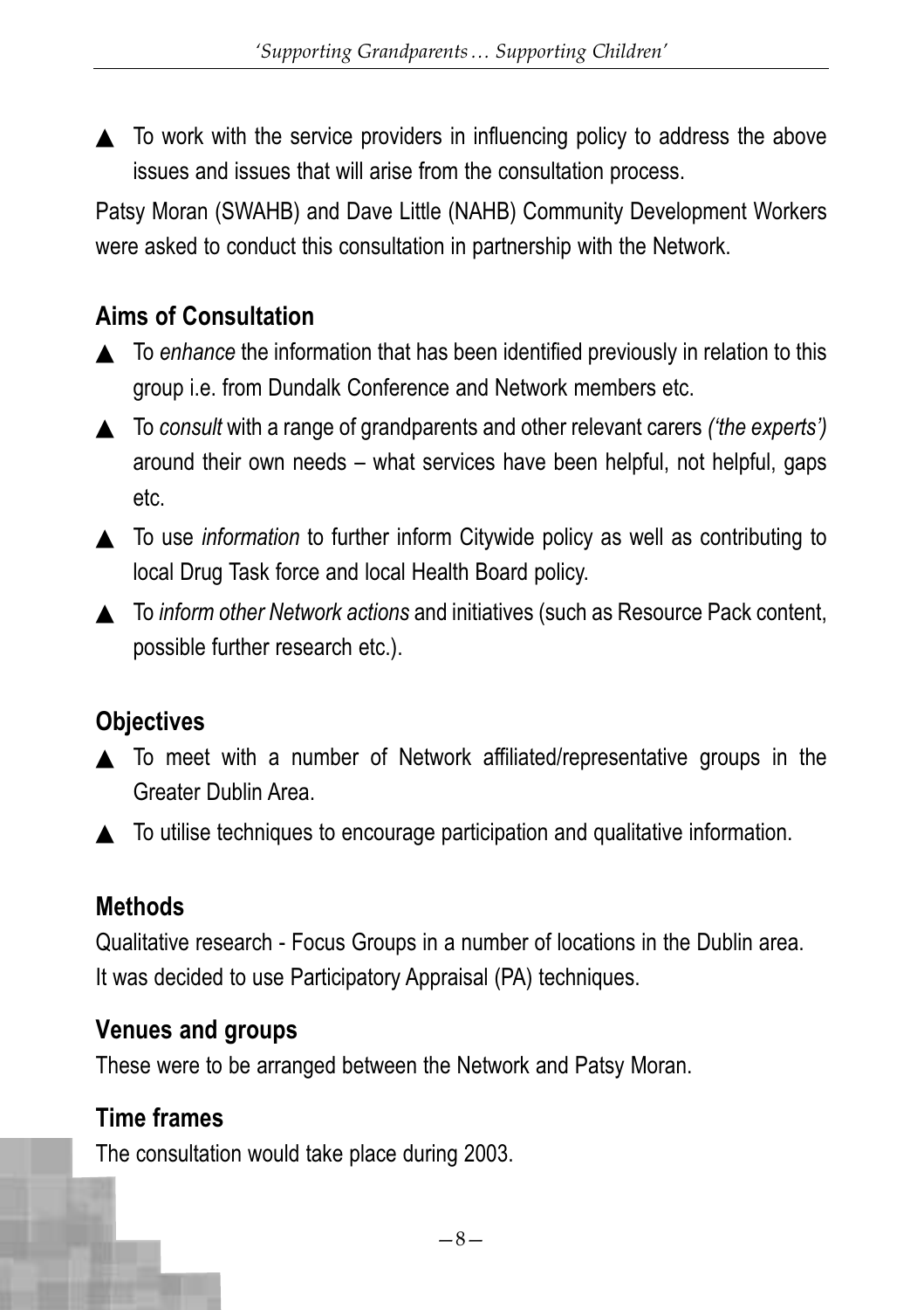- To work with the service providers in influencing policy to address the above issues and issues that will arise from the consultation process.

Patsy Moran (SWAHB) and Dave Little (NAHB) Community Development Workers were asked to conduct this consultation in partnership with the Network.

## Aims of Consultation

- To *enhance* the information that has been identified previously in relation to this group i.e. from Dundalk Conference and Network members etc.
- To *consult* with a range of grandparents and other relevant carers *('the experts')* around their own needs – what services have been helpful, not helpful, gaps etc.
- To use *information* to further inform Citywide policy as well as contributing to local Drug Task force and local Health Board policy.
- To *inform other Network actions* and initiatives (such as Resource Pack content, possible further research etc.).

## Objectives

- To meet with a number of Network affiliated/representative groups in the Greater Dublin Area.
- To utilise techniques to encourage participation and qualitative information.

## Methods

Qualitative research - Focus Groups in a number of locations in the Dublin area.
It was decided to use Participatory Appraisal (PA) techniques.

## Venues and groups

These were to be arranged between the Network and Patsy Moran.

## Time frames

The consultation would take place during 2003.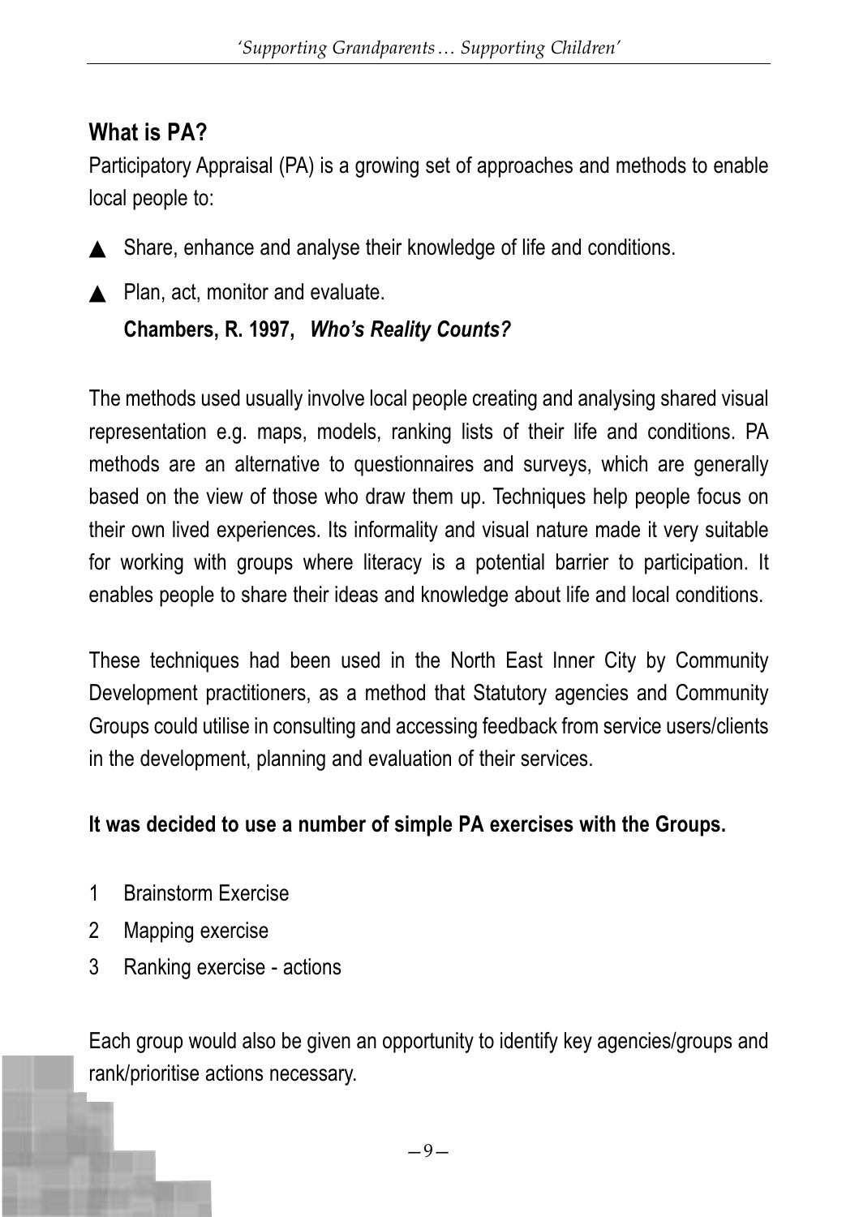## What is PA?

Participatory Appraisal (PA) is a growing set of approaches and methods to enable local people to:

- ▲ Share, enhance and analyse their knowledge of life and conditions.
- ▲ Plan, act, monitor and evaluate.

**Chambers, R. 1997,** ***Who's Reality Counts?***

The methods used usually involve local people creating and analysing shared visual representation e.g. maps, models, ranking lists of their life and conditions. PA methods are an alternative to questionnaires and surveys, which are generally based on the view of those who draw them up. Techniques help people focus on their own lived experiences. Its informality and visual nature made it very suitable for working with groups where literacy is a potential barrier to participation. It enables people to share their ideas and knowledge about life and local conditions.

These techniques had been used in the North East Inner City by Community Development practitioners, as a method that Statutory agencies and Community Groups could utilise in consulting and accessing feedback from service users/clients in the development, planning and evaluation of their services.

**It was decided to use a number of simple PA exercises with the Groups.**

1. Brainstorm Exercise
2. Mapping exercise
3. Ranking exercise - actions

Each group would also be given an opportunity to identify key agencies/groups and rank/prioritise actions necessary.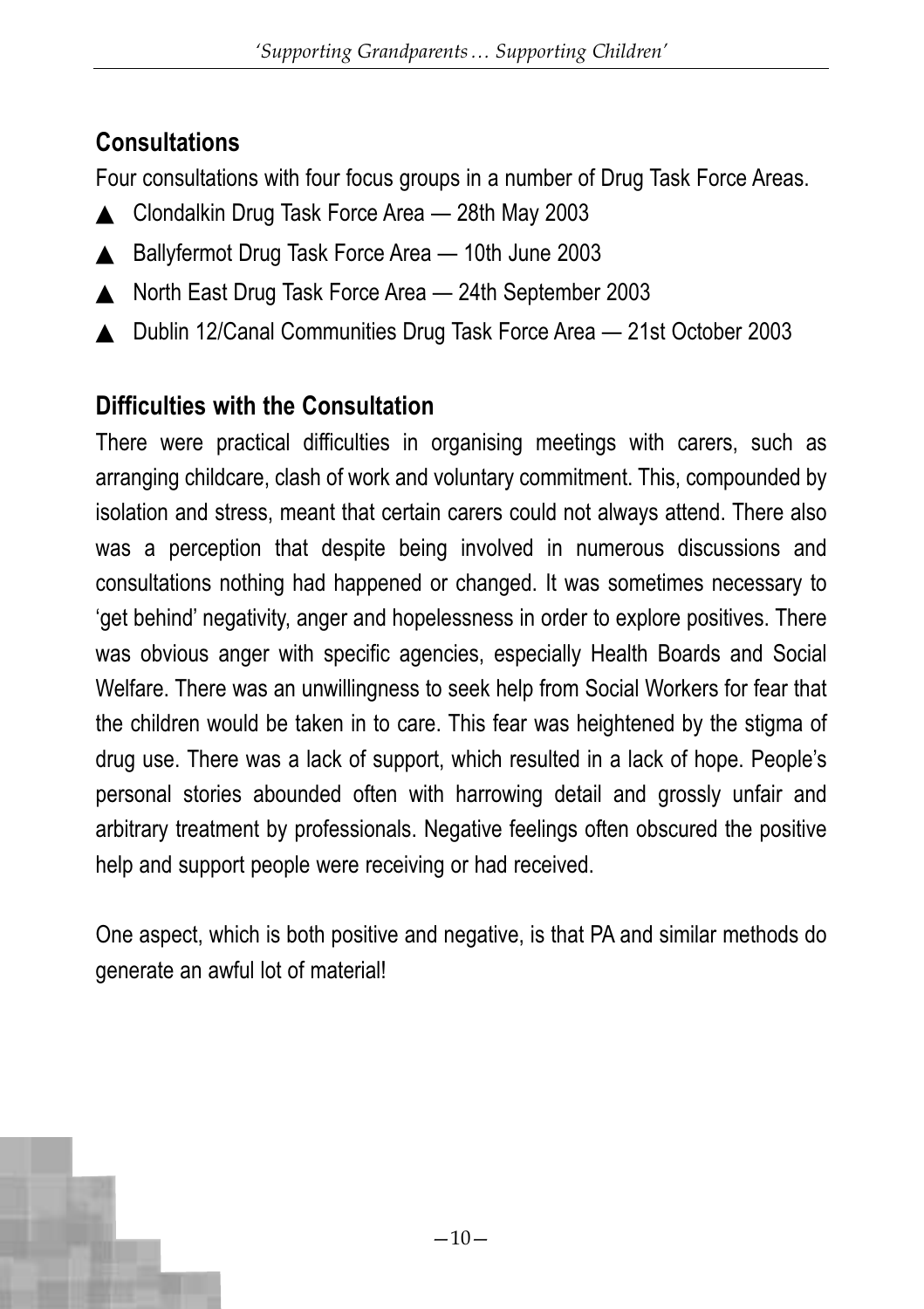## Consultations

Four consultations with four focus groups in a number of Drug Task Force Areas.

- Clondalkin Drug Task Force Area — 28th May 2003
- Ballyfermot Drug Task Force Area — 10th June 2003
- North East Drug Task Force Area — 24th September 2003
- Dublin 12/Canal Communities Drug Task Force Area — 21st October 2003

## Difficulties with the Consultation

There were practical difficulties in organising meetings with carers, such as arranging childcare, clash of work and voluntary commitment. This, compounded by isolation and stress, meant that certain carers could not always attend. There also was a perception that despite being involved in numerous discussions and consultations nothing had happened or changed. It was sometimes necessary to 'get behind' negativity, anger and hopelessness in order to explore positives. There was obvious anger with specific agencies, especially Health Boards and Social Welfare. There was an unwillingness to seek help from Social Workers for fear that the children would be taken in to care. This fear was heightened by the stigma of drug use. There was a lack of support, which resulted in a lack of hope. People's personal stories abounded often with harrowing detail and grossly unfair and arbitrary treatment by professionals. Negative feelings often obscured the positive help and support people were receiving or had received.

One aspect, which is both positive and negative, is that PA and similar methods do generate an awful lot of material!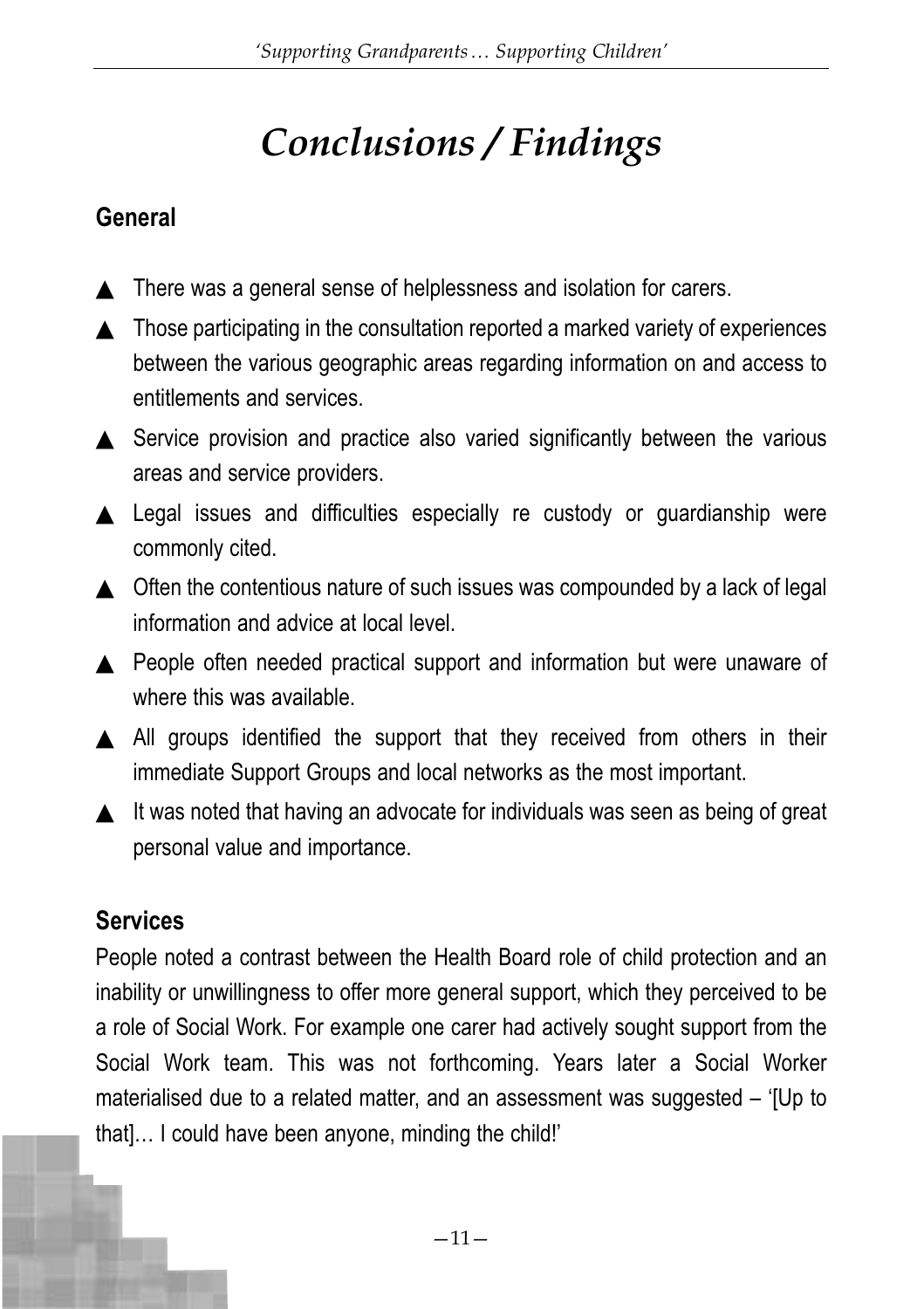# *Conclusions / Findings*

## General

- There was a general sense of helplessness and isolation for carers.
- Those participating in the consultation reported a marked variety of experiences between the various geographic areas regarding information on and access to entitlements and services.
- Service provision and practice also varied significantly between the various areas and service providers.
- Legal issues and difficulties especially re custody or guardianship were commonly cited.
- Often the contentious nature of such issues was compounded by a lack of legal information and advice at local level.
- People often needed practical support and information but were unaware of where this was available.
- All groups identified the support that they received from others in their immediate Support Groups and local networks as the most important.
- It was noted that having an advocate for individuals was seen as being of great personal value and importance.

## Services

People noted a contrast between the Health Board role of child protection and an inability or unwillingness to offer more general support, which they perceived to be a role of Social Work. For example one carer had actively sought support from the Social Work team. This was not forthcoming. Years later a Social Worker materialised due to a related matter, and an assessment was suggested – '[Up to that]… I could have been anyone, minding the child!'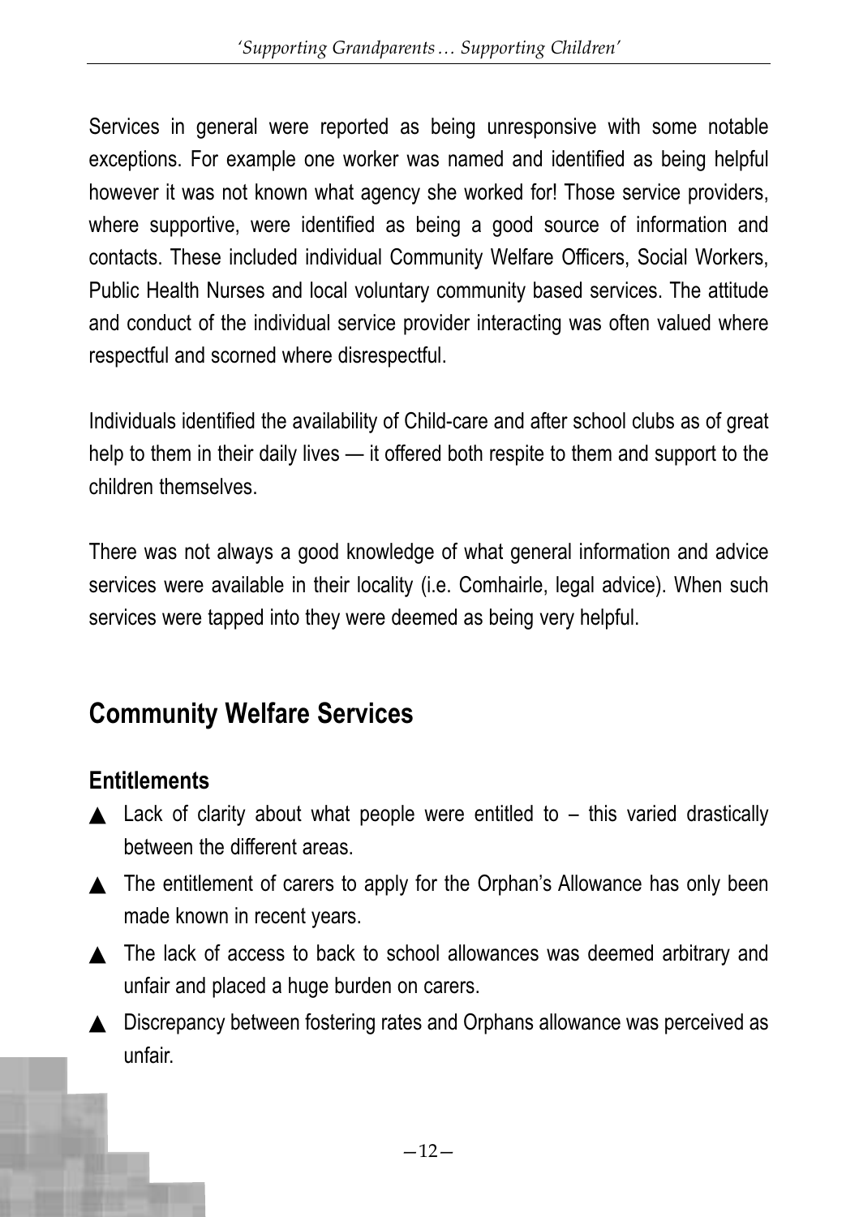Services in general were reported as being unresponsive with some notable exceptions. For example one worker was named and identified as being helpful however it was not known what agency she worked for! Those service providers, where supportive, were identified as being a good source of information and contacts. These included individual Community Welfare Officers, Social Workers, Public Health Nurses and local voluntary community based services. The attitude and conduct of the individual service provider interacting was often valued where respectful and scorned where disrespectful.

Individuals identified the availability of Child-care and after school clubs as of great help to them in their daily lives — it offered both respite to them and support to the children themselves.

There was not always a good knowledge of what general information and advice services were available in their locality (i.e. Comhairle, legal advice). When such services were tapped into they were deemed as being very helpful.

## Community Welfare Services

### Entitlements

- Lack of clarity about what people were entitled to – this varied drastically between the different areas.
- The entitlement of carers to apply for the Orphan's Allowance has only been made known in recent years.
- The lack of access to back to school allowances was deemed arbitrary and unfair and placed a huge burden on carers.
- Discrepancy between fostering rates and Orphans allowance was perceived as unfair.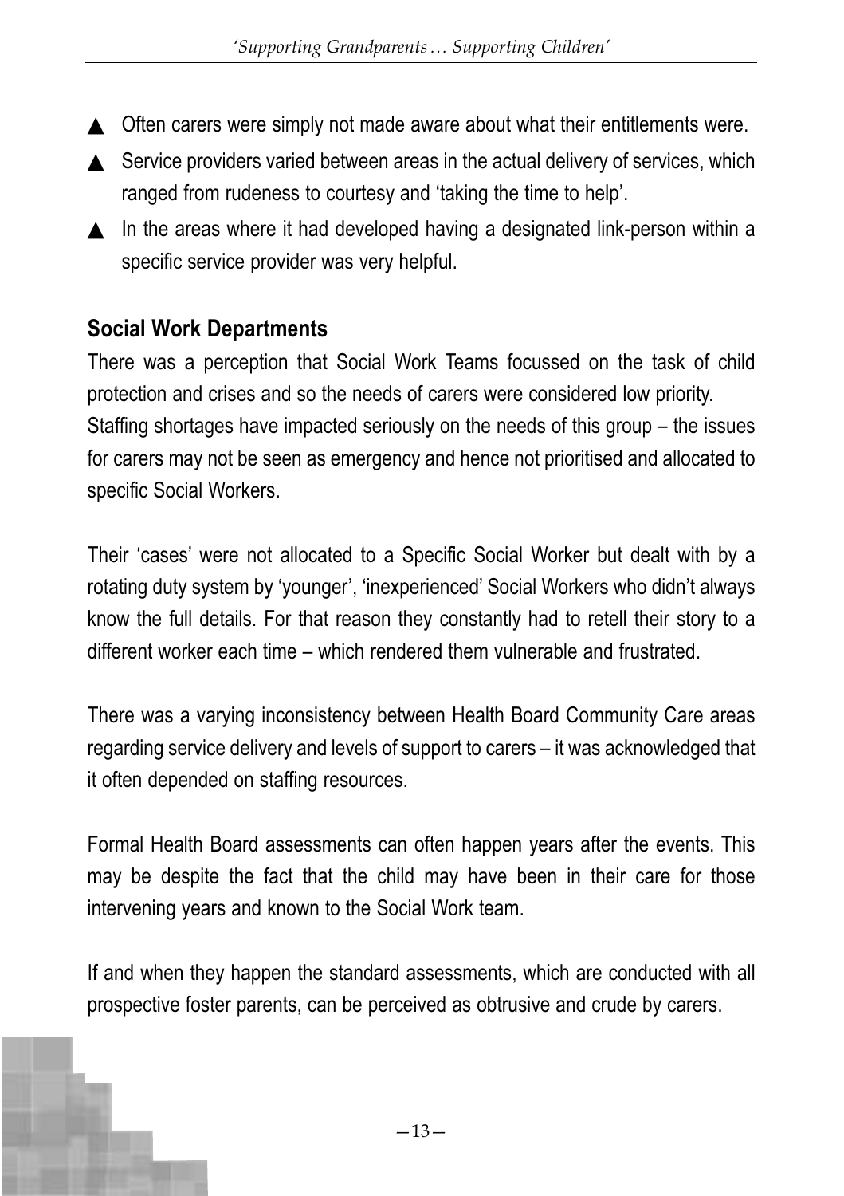- Often carers were simply not made aware about what their entitlements were.
- Service providers varied between areas in the actual delivery of services, which ranged from rudeness to courtesy and 'taking the time to help'.
- In the areas where it had developed having a designated link-person within a specific service provider was very helpful.

## Social Work Departments

There was a perception that Social Work Teams focussed on the task of child protection and crises and so the needs of carers were considered low priority. Staffing shortages have impacted seriously on the needs of this group – the issues for carers may not be seen as emergency and hence not prioritised and allocated to specific Social Workers.

Their 'cases' were not allocated to a Specific Social Worker but dealt with by a rotating duty system by 'younger', 'inexperienced' Social Workers who didn't always know the full details. For that reason they constantly had to retell their story to a different worker each time – which rendered them vulnerable and frustrated.

There was a varying inconsistency between Health Board Community Care areas regarding service delivery and levels of support to carers – it was acknowledged that it often depended on staffing resources.

Formal Health Board assessments can often happen years after the events. This may be despite the fact that the child may have been in their care for those intervening years and known to the Social Work team.

If and when they happen the standard assessments, which are conducted with all prospective foster parents, can be perceived as obtrusive and crude by carers.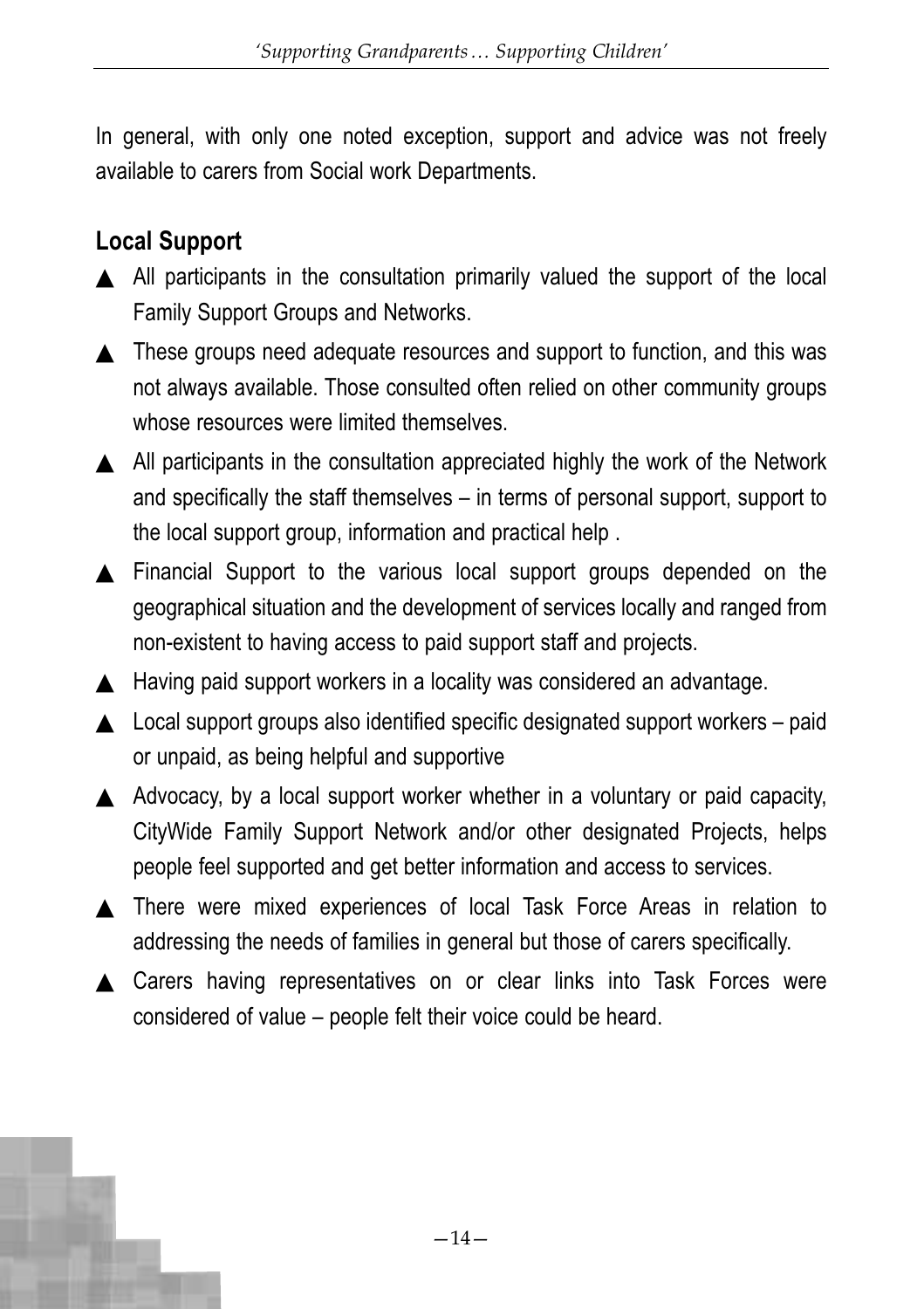In general, with only one noted exception, support and advice was not freely available to carers from Social work Departments.

## Local Support

- All participants in the consultation primarily valued the support of the local Family Support Groups and Networks.
- These groups need adequate resources and support to function, and this was not always available. Those consulted often relied on other community groups whose resources were limited themselves.
- All participants in the consultation appreciated highly the work of the Network and specifically the staff themselves – in terms of personal support, support to the local support group, information and practical help .
- Financial Support to the various local support groups depended on the geographical situation and the development of services locally and ranged from non-existent to having access to paid support staff and projects.
- Having paid support workers in a locality was considered an advantage.
- Local support groups also identified specific designated support workers – paid or unpaid, as being helpful and supportive
- Advocacy, by a local support worker whether in a voluntary or paid capacity, CityWide Family Support Network and/or other designated Projects, helps people feel supported and get better information and access to services.
- There were mixed experiences of local Task Force Areas in relation to addressing the needs of families in general but those of carers specifically.
- Carers having representatives on or clear links into Task Forces were considered of value – people felt their voice could be heard.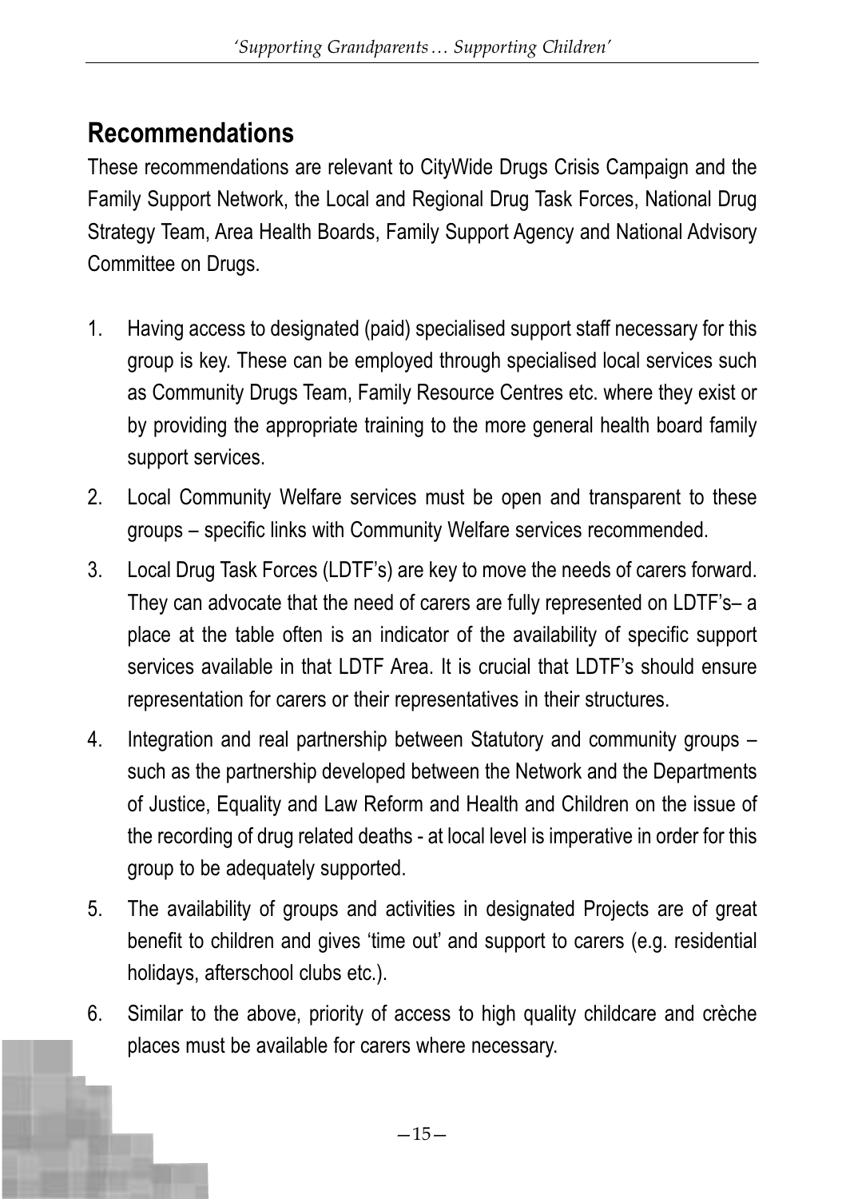## Recommendations

These recommendations are relevant to CityWide Drugs Crisis Campaign and the Family Support Network, the Local and Regional Drug Task Forces, National Drug Strategy Team, Area Health Boards, Family Support Agency and National Advisory Committee on Drugs.

1. Having access to designated (paid) specialised support staff necessary for this group is key. These can be employed through specialised local services such as Community Drugs Team, Family Resource Centres etc. where they exist or by providing the appropriate training to the more general health board family support services.
2. Local Community Welfare services must be open and transparent to these groups – specific links with Community Welfare services recommended.
3. Local Drug Task Forces (LDTF's) are key to move the needs of carers forward. They can advocate that the need of carers are fully represented on LDTF's– a place at the table often is an indicator of the availability of specific support services available in that LDTF Area. It is crucial that LDTF's should ensure representation for carers or their representatives in their structures.
4. Integration and real partnership between Statutory and community groups – such as the partnership developed between the Network and the Departments of Justice, Equality and Law Reform and Health and Children on the issue of the recording of drug related deaths - at local level is imperative in order for this group to be adequately supported.
5. The availability of groups and activities in designated Projects are of great benefit to children and gives 'time out' and support to carers (e.g. residential holidays, afterschool clubs etc.).
6. Similar to the above, priority of access to high quality childcare and crèche places must be available for carers where necessary.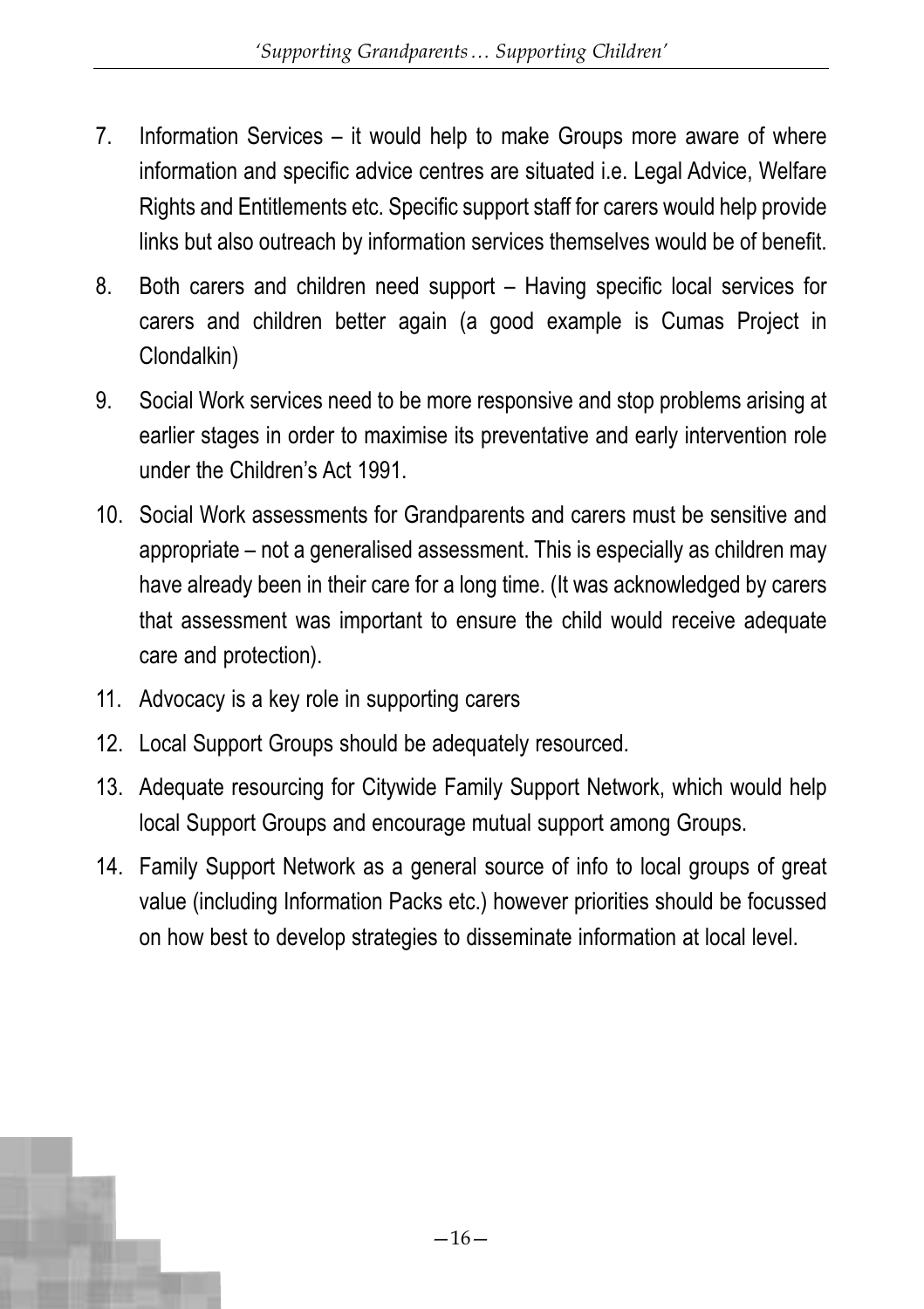7. Information Services – it would help to make Groups more aware of where information and specific advice centres are situated i.e. Legal Advice, Welfare Rights and Entitlements etc. Specific support staff for carers would help provide links but also outreach by information services themselves would be of benefit.
8. Both carers and children need support – Having specific local services for carers and children better again (a good example is Cumas Project in Clondalkin)
9. Social Work services need to be more responsive and stop problems arising at earlier stages in order to maximise its preventative and early intervention role under the Children's Act 1991.
10. Social Work assessments for Grandparents and carers must be sensitive and appropriate – not a generalised assessment. This is especially as children may have already been in their care for a long time. (It was acknowledged by carers that assessment was important to ensure the child would receive adequate care and protection).
11. Advocacy is a key role in supporting carers
12. Local Support Groups should be adequately resourced.
13. Adequate resourcing for Citywide Family Support Network, which would help local Support Groups and encourage mutual support among Groups.
14. Family Support Network as a general source of info to local groups of great value (including Information Packs etc.) however priorities should be focussed on how best to develop strategies to disseminate information at local level.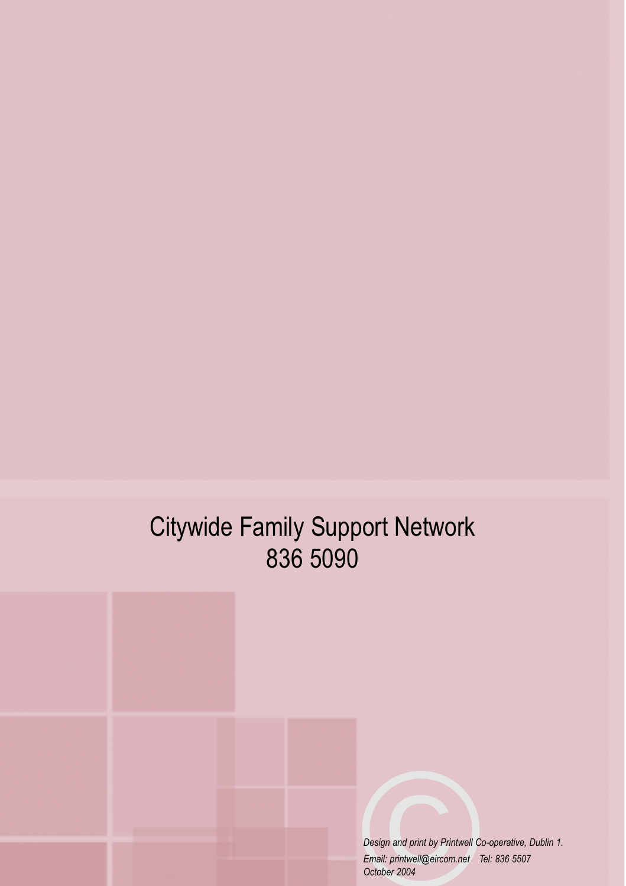Citywide Family Support Network
836 5090

*Design and print by Printwell Co-operative, Dublin 1.*
*Email: printwell@eircom.net Tel: 836 5507*
*October 2004*